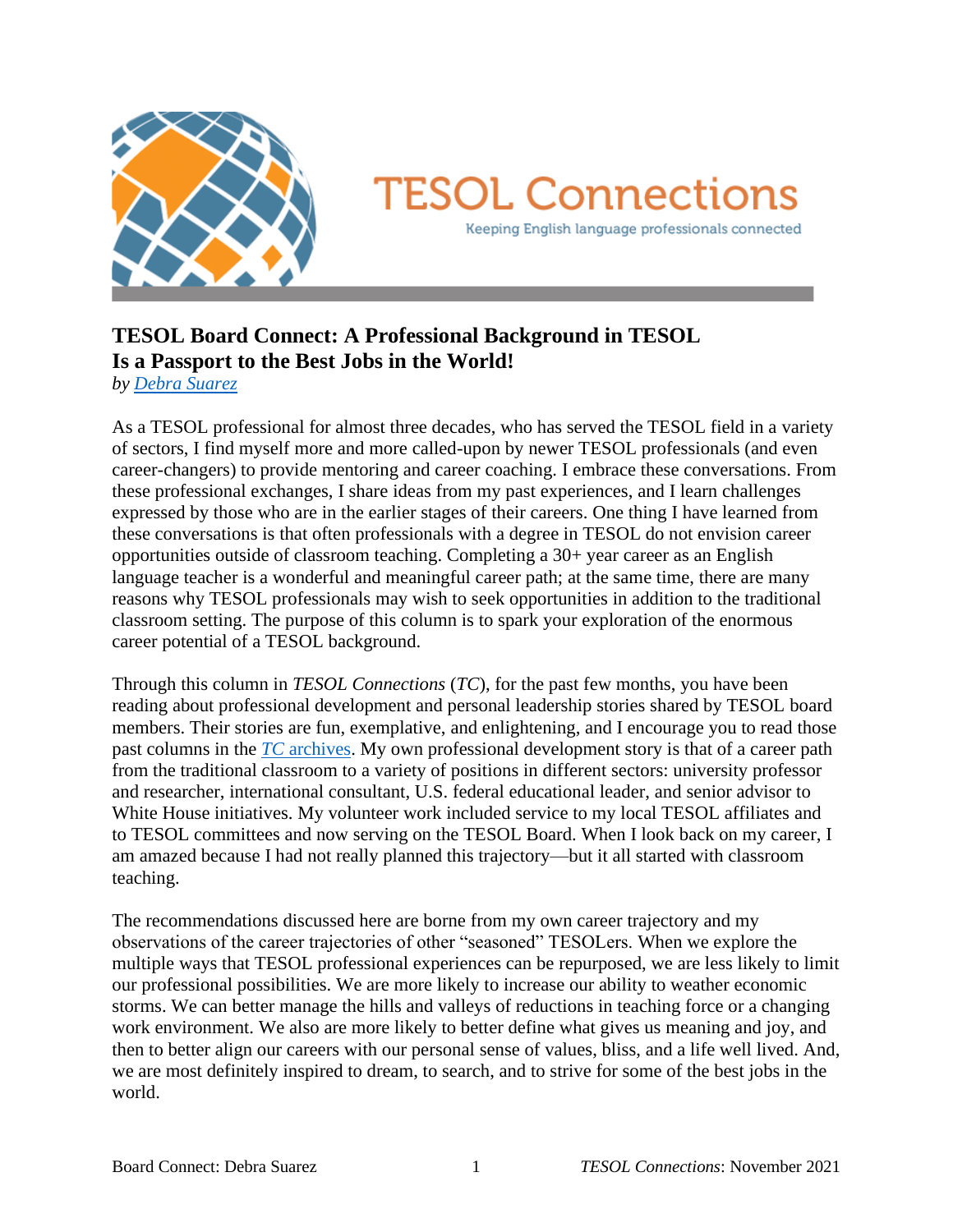# TESOL Board Connect: A Professional Background in TESOL Is a Passport to the Best Jobs in the World!

*by Debra Suarez*

As a TESOL professional for almost three decades, who has served the TESOL field in a variety of sectors, I find myself more and more called-upon by newer TESOL professionals (and even career-changers) to provide mentoring and career coaching. I embrace these conversations. From these professional exchanges, I share ideas from my past experiences, and I learn challenges expressed by those who are in the earlier stages of their careers. One thing I have learned from these conversations is that often professionals with a degree in TESOL do not envision career opportunities outside of classroom teaching. Completing a 30+ year career as an English language teacher is a wonderful and meaningful career path; at the same time, there are many reasons why TESOL professionals may wish to seek opportunities in addition to the traditional classroom setting. The purpose of this column is to spark your exploration of the enormous career potential of a TESOL background.

Through this column in *TESOL Connections* (*TC*), for the past few months, you have been reading about professional development and personal leadership stories shared by TESOL board members. Their stories are fun, exemplative, and enlightening, and I encourage you to read those past columns in the *TC* archives. My own professional development story is that of a career path from the traditional classroom to a variety of positions in different sectors: university professor and researcher, international consultant, U.S. federal educational leader, and senior advisor to White House initiatives. My volunteer work included service to my local TESOL affiliates and to TESOL committees and now serving on the TESOL Board. When I look back on my career, I am amazed because I had not really planned this trajectory—but it all started with classroom teaching.

The recommendations discussed here are borne from my own career trajectory and my observations of the career trajectories of other "seasoned" TESOLers. When we explore the multiple ways that TESOL professional experiences can be repurposed, we are less likely to limit our professional possibilities. We are more likely to increase our ability to weather economic storms. We can better manage the hills and valleys of reductions in teaching force or a changing work environment. We also are more likely to better define what gives us meaning and joy, and then to better align our careers with our personal sense of values, bliss, and a life well lived. And, we are most definitely inspired to dream, to search, and to strive for some of the best jobs in the world.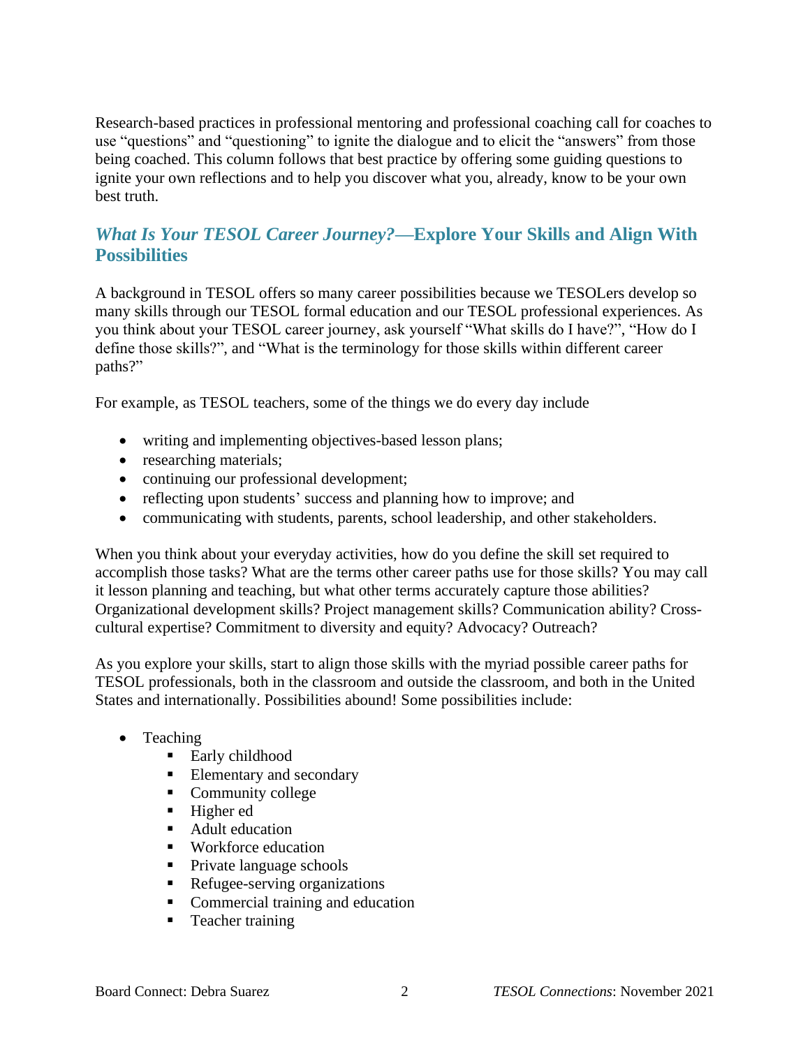Research-based practices in professional mentoring and professional coaching call for coaches to use "questions" and "questioning" to ignite the dialogue and to elicit the "answers" from those being coached. This column follows that best practice by offering some guiding questions to ignite your own reflections and to help you discover what you, already, know to be your own best truth.

## *What Is Your TESOL Career Journey?*—Explore Your Skills and Align With Possibilities

A background in TESOL offers so many career possibilities because we TESOLers develop so many skills through our TESOL formal education and our TESOL professional experiences. As you think about your TESOL career journey, ask yourself "What skills do I have?", "How do I define those skills?", and "What is the terminology for those skills within different career paths?"

For example, as TESOL teachers, some of the things we do every day include

- writing and implementing objectives-based lesson plans;
- researching materials;
- continuing our professional development;
- reflecting upon students' success and planning how to improve; and
- communicating with students, parents, school leadership, and other stakeholders.

When you think about your everyday activities, how do you define the skill set required to accomplish those tasks? What are the terms other career paths use for those skills? You may call it lesson planning and teaching, but what other terms accurately capture those abilities? Organizational development skills? Project management skills? Communication ability? Cross-cultural expertise? Commitment to diversity and equity? Advocacy? Outreach?

As you explore your skills, start to align those skills with the myriad possible career paths for TESOL professionals, both in the classroom and outside the classroom, and both in the United States and internationally. Possibilities abound! Some possibilities include:

- Teaching
  - Early childhood
  - Elementary and secondary
  - Community college
  - Higher ed
  - Adult education
  - Workforce education
  - Private language schools
  - Refugee-serving organizations
  - Commercial training and education
  - Teacher training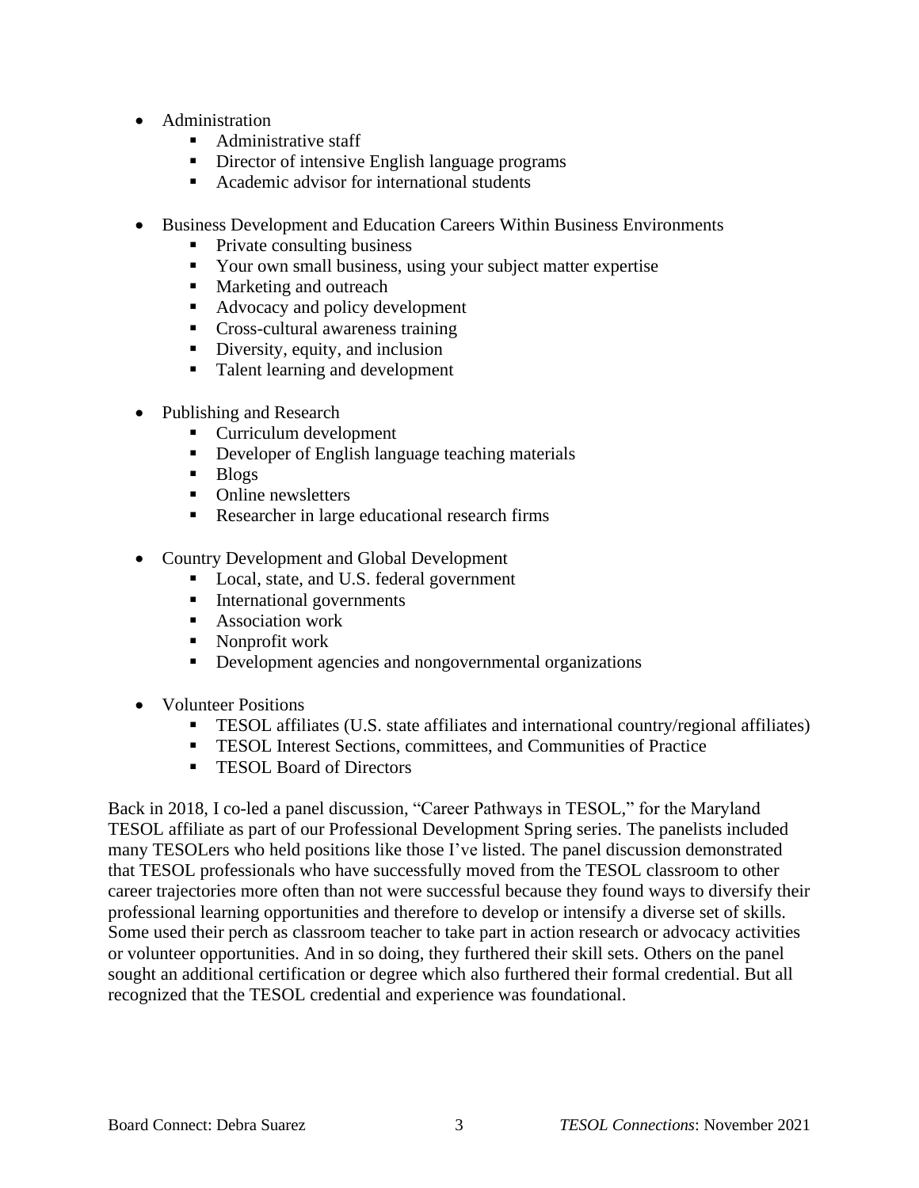- Administration
    - Administrative staff
    - Director of intensive English language programs
    - Academic advisor for international students

- Business Development and Education Careers Within Business Environments
    - Private consulting business
    - Your own small business, using your subject matter expertise
    - Marketing and outreach
    - Advocacy and policy development
    - Cross-cultural awareness training
    - Diversity, equity, and inclusion
    - Talent learning and development

- Publishing and Research
    - Curriculum development
    - Developer of English language teaching materials
    - Blogs
    - Online newsletters
    - Researcher in large educational research firms

- Country Development and Global Development
    - Local, state, and U.S. federal government
    - International governments
    - Association work
    - Nonprofit work
    - Development agencies and nongovernmental organizations

- Volunteer Positions
    - TESOL affiliates (U.S. state affiliates and international country/regional affiliates)
    - TESOL Interest Sections, committees, and Communities of Practice
    - TESOL Board of Directors

Back in 2018, I co-led a panel discussion, "Career Pathways in TESOL," for the Maryland TESOL affiliate as part of our Professional Development Spring series. The panelists included many TESOLers who held positions like those I've listed. The panel discussion demonstrated that TESOL professionals who have successfully moved from the TESOL classroom to other career trajectories more often than not were successful because they found ways to diversify their professional learning opportunities and therefore to develop or intensify a diverse set of skills. Some used their perch as classroom teacher to take part in action research or advocacy activities or volunteer opportunities. And in so doing, they furthered their skill sets. Others on the panel sought an additional certification or degree which also furthered their formal credential. But all recognized that the TESOL credential and experience was foundational.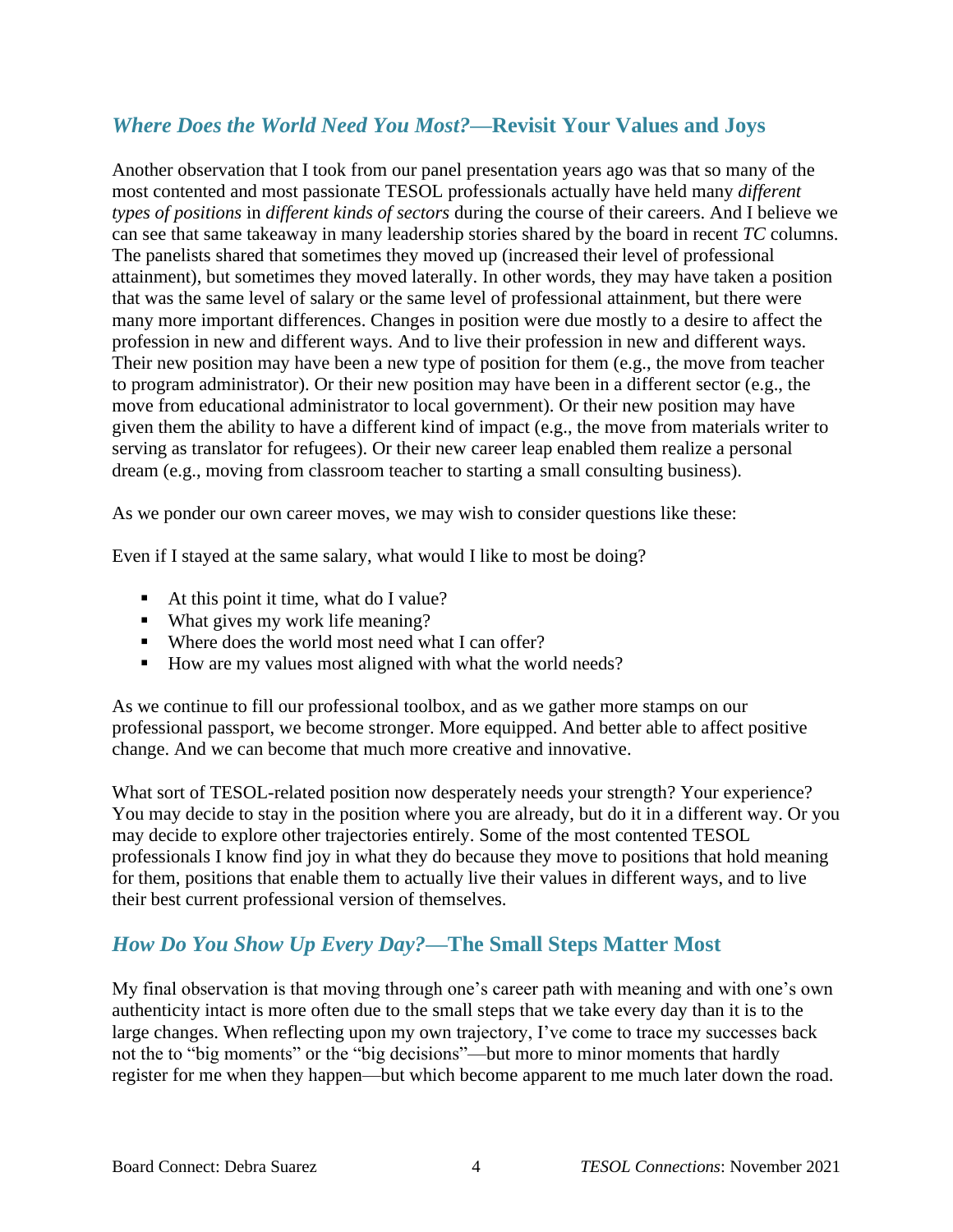## *Where Does the World Need You Most?*—Revisit Your Values and Joys

Another observation that I took from our panel presentation years ago was that so many of the most contented and most passionate TESOL professionals actually have held many *different types of positions* in *different kinds of sectors* during the course of their careers. And I believe we can see that same takeaway in many leadership stories shared by the board in recent *TC* columns. The panelists shared that sometimes they moved up (increased their level of professional attainment), but sometimes they moved laterally. In other words, they may have taken a position that was the same level of salary or the same level of professional attainment, but there were many more important differences. Changes in position were due mostly to a desire to affect the profession in new and different ways. And to live their profession in new and different ways. Their new position may have been a new type of position for them (e.g., the move from teacher to program administrator). Or their new position may have been in a different sector (e.g., the move from educational administrator to local government). Or their new position may have given them the ability to have a different kind of impact (e.g., the move from materials writer to serving as translator for refugees). Or their new career leap enabled them realize a personal dream (e.g., moving from classroom teacher to starting a small consulting business).

As we ponder our own career moves, we may wish to consider questions like these:

Even if I stayed at the same salary, what would I like to most be doing?

- At this point it time, what do I value?
- What gives my work life meaning?
- Where does the world most need what I can offer?
- How are my values most aligned with what the world needs?

As we continue to fill our professional toolbox, and as we gather more stamps on our professional passport, we become stronger. More equipped. And better able to affect positive change. And we can become that much more creative and innovative.

What sort of TESOL-related position now desperately needs your strength? Your experience? You may decide to stay in the position where you are already, but do it in a different way. Or you may decide to explore other trajectories entirely. Some of the most contented TESOL professionals I know find joy in what they do because they move to positions that hold meaning for them, positions that enable them to actually live their values in different ways, and to live their best current professional version of themselves.

## *How Do You Show Up Every Day?*—The Small Steps Matter Most

My final observation is that moving through one's career path with meaning and with one's own authenticity intact is more often due to the small steps that we take every day than it is to the large changes. When reflecting upon my own trajectory, I've come to trace my successes back not the to "big moments" or the "big decisions"—but more to minor moments that hardly register for me when they happen—but which become apparent to me much later down the road.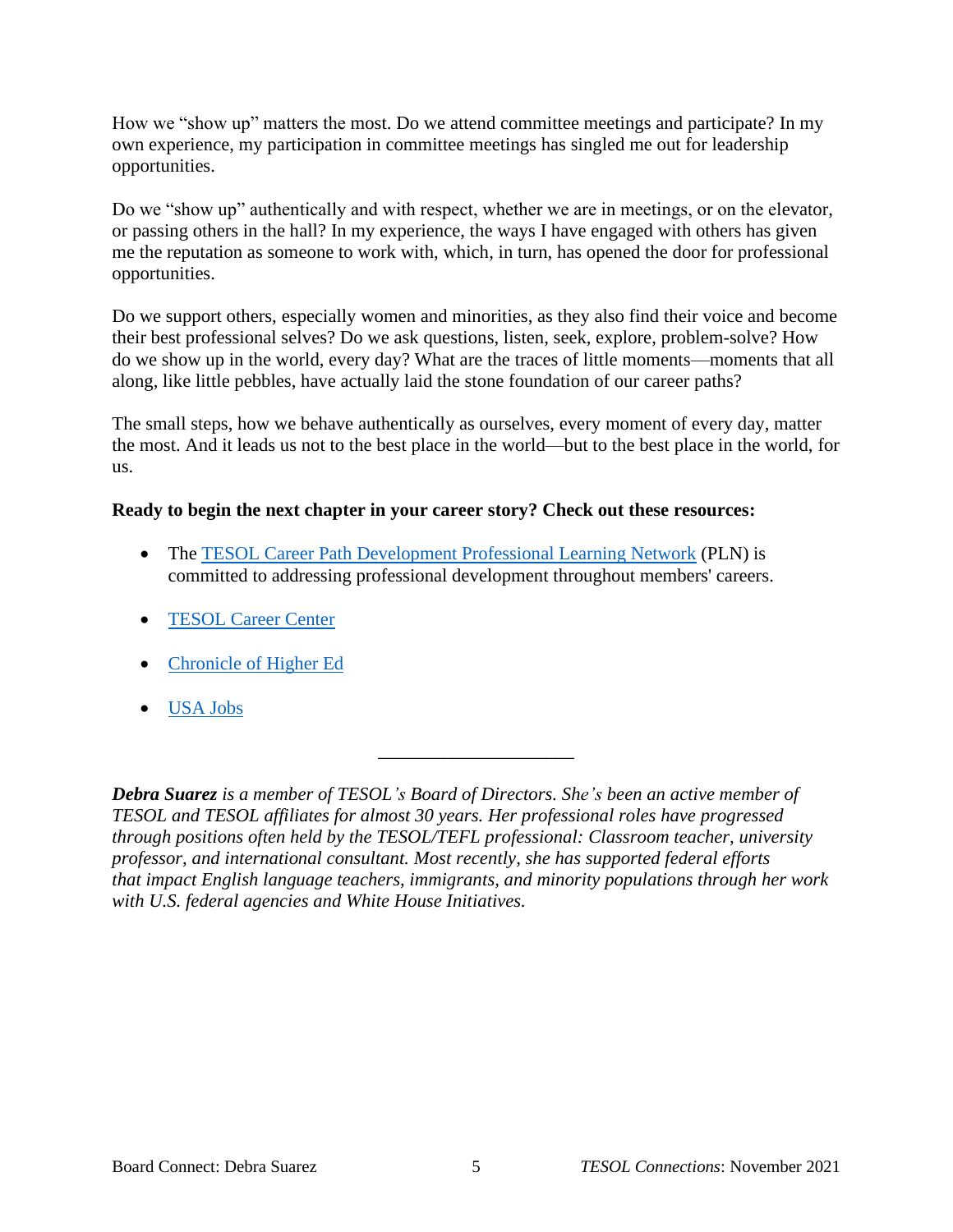How we "show up" matters the most. Do we attend committee meetings and participate? In my own experience, my participation in committee meetings has singled me out for leadership opportunities.

Do we "show up" authentically and with respect, whether we are in meetings, or on the elevator, or passing others in the hall? In my experience, the ways I have engaged with others has given me the reputation as someone to work with, which, in turn, has opened the door for professional opportunities.

Do we support others, especially women and minorities, as they also find their voice and become their best professional selves? Do we ask questions, listen, seek, explore, problem-solve? How do we show up in the world, every day? What are the traces of little moments—moments that all along, like little pebbles, have actually laid the stone foundation of our career paths?

The small steps, how we behave authentically as ourselves, every moment of every day, matter the most. And it leads us not to the best place in the world—but to the best place in the world, for us.

**Ready to begin the next chapter in your career story? Check out these resources:**

- The TESOL Career Path Development Professional Learning Network (PLN) is committed to addressing professional development throughout members' careers.
- TESOL Career Center
- Chronicle of Higher Ed
- USA Jobs

---

***Debra Suarez** is a member of TESOL's Board of Directors. She's been an active member of TESOL and TESOL affiliates for almost 30 years. Her professional roles have progressed through positions often held by the TESOL/TEFL professional: Classroom teacher, university professor, and international consultant. Most recently, she has supported federal efforts that impact English language teachers, immigrants, and minority populations through her work with U.S. federal agencies and White House Initiatives.*